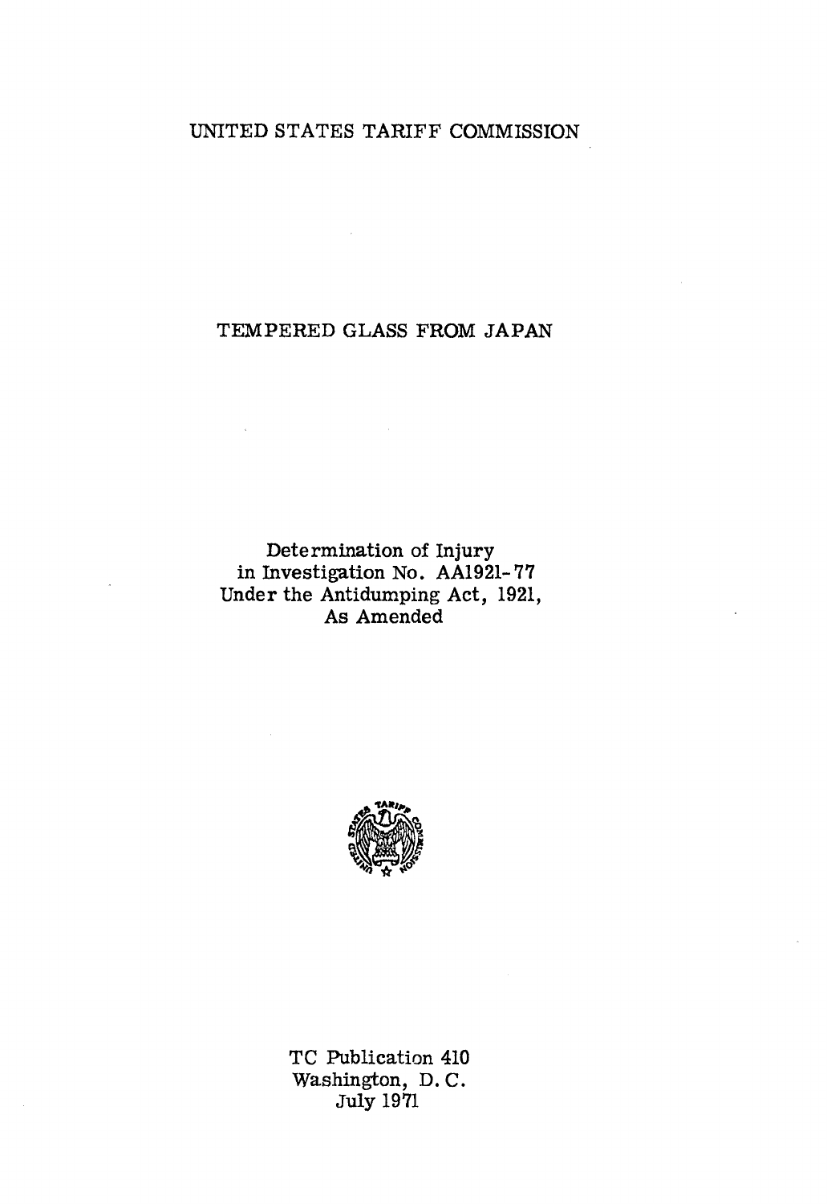UNITED STATES TARIFF COMMISSION

TEMPERED GLASS FROM JAPAN

Determination of Injury
in Investigation No. AA1921-77
Under the Antidumping Act, 1921,
As Amended

TC Publication 410
Washington, D. C.
July 1971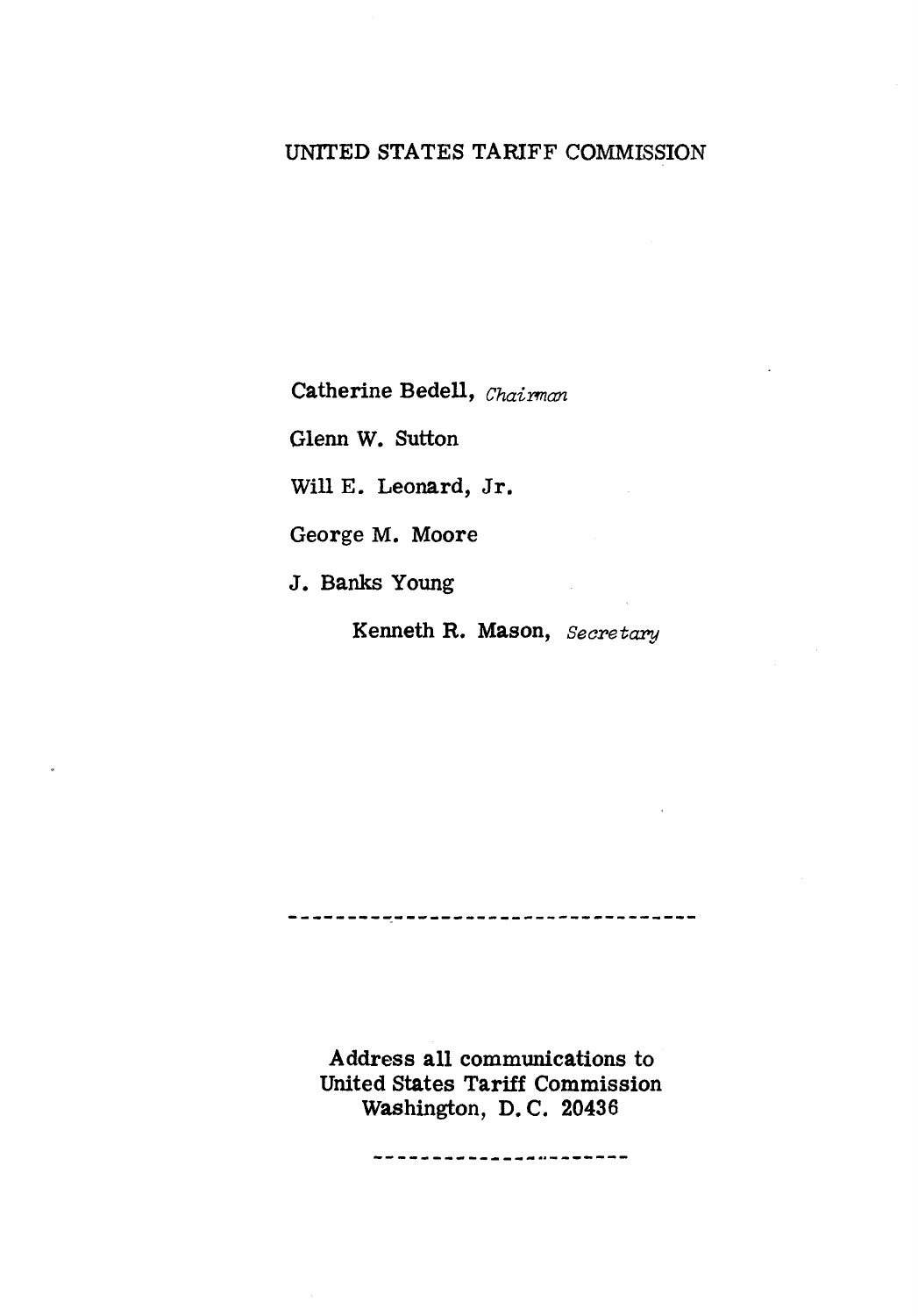UNITED STATES TARIFF COMMISSION

Catherine Bedell, *Chairman*

Glenn W. Sutton

Will E. Leonard, Jr.

George M. Moore

J. Banks Young

Kenneth R. Mason, *Secretary*

---

Address all communications to
United States Tariff Commission
Washington, D. C. 20436

---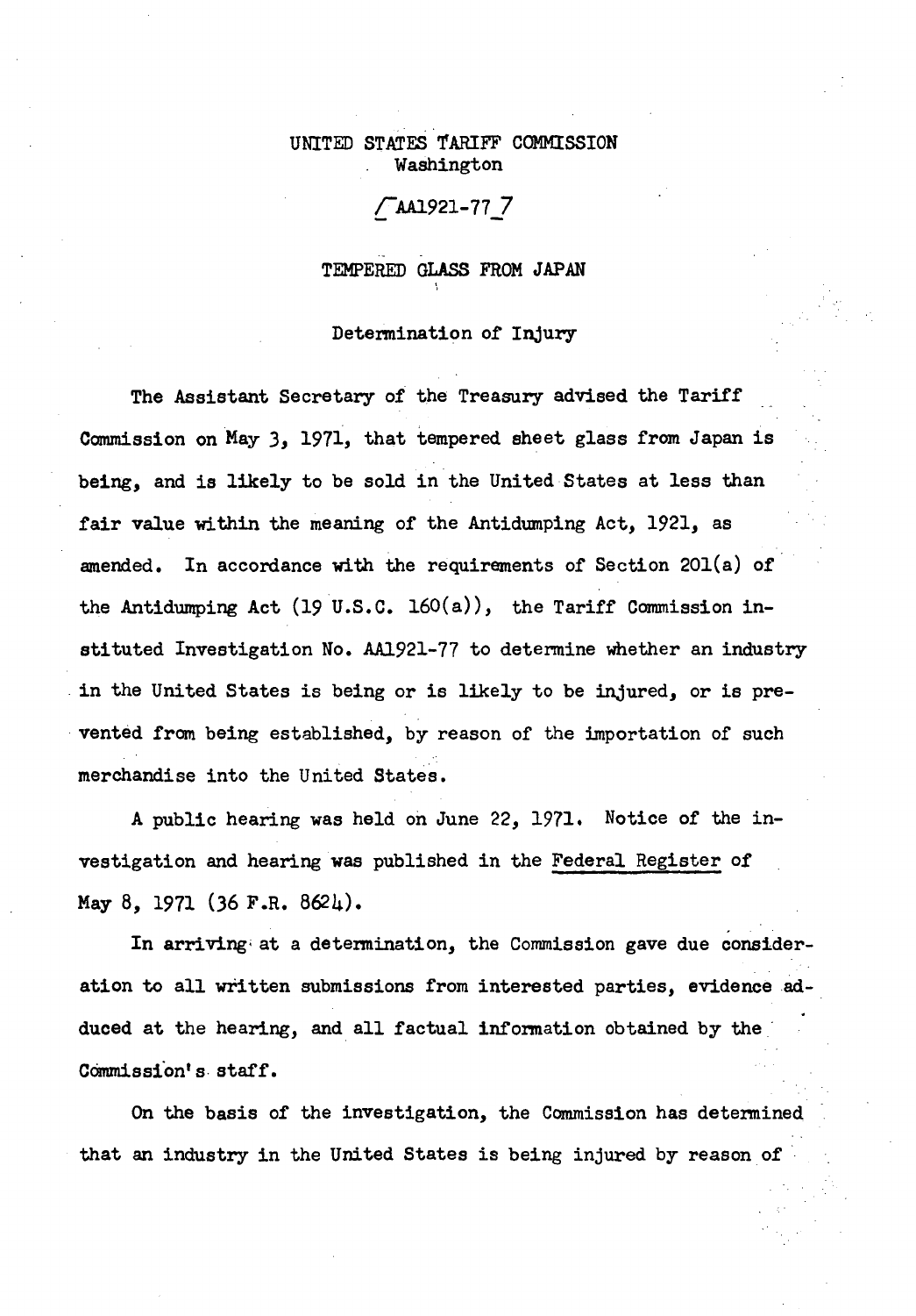UNITED STATES TARIFF COMMISSION
Washington

[AA1921-77]

TEMPERED GLASS FROM JAPAN

Determination of Injury

The Assistant Secretary of the Treasury advised the Tariff Commission on May 3, 1971, that tempered sheet glass from Japan is being, and is likely to be sold in the United States at less than fair value within the meaning of the Antidumping Act, 1921, as amended. In accordance with the requirements of Section 201(a) of the Antidumping Act (19 U.S.C. 160(a)), the Tariff Commission instituted Investigation No. AA1921-77 to determine whether an industry in the United States is being or is likely to be injured, or is prevented from being established, by reason of the importation of such merchandise into the United States.

A public hearing was held on June 22, 1971. Notice of the investigation and hearing was published in the Federal Register of May 8, 1971 (36 F.R. 8624).

In arriving at a determination, the Commission gave due consideration to all written submissions from interested parties, evidence adduced at the hearing, and all factual information obtained by the Commission's staff.

On the basis of the investigation, the Commission has determined that an industry in the United States is being injured by reason of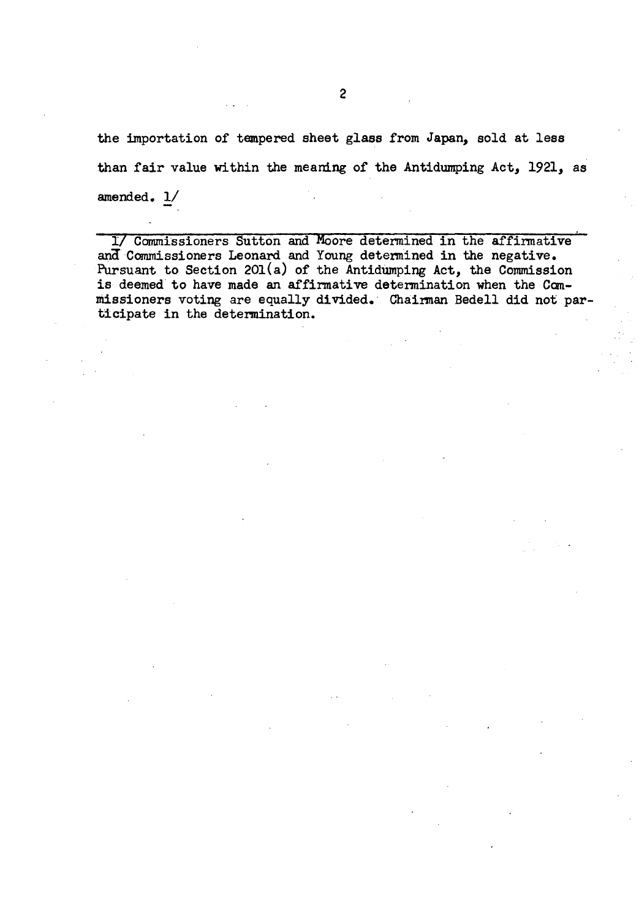the importation of tempered sheet glass from Japan, sold at less than fair value within the meaning of the Antidumping Act, 1921, as amended. 1/

---

1/ Commissioners Sutton and Moore determined in the affirmative and Commissioners Leonard and Young determined in the negative. Pursuant to Section 201(a) of the Antidumping Act, the Commission is deemed to have made an affirmative determination when the Commissioners voting are equally divided. Chairman Bedell did not participate in the determination.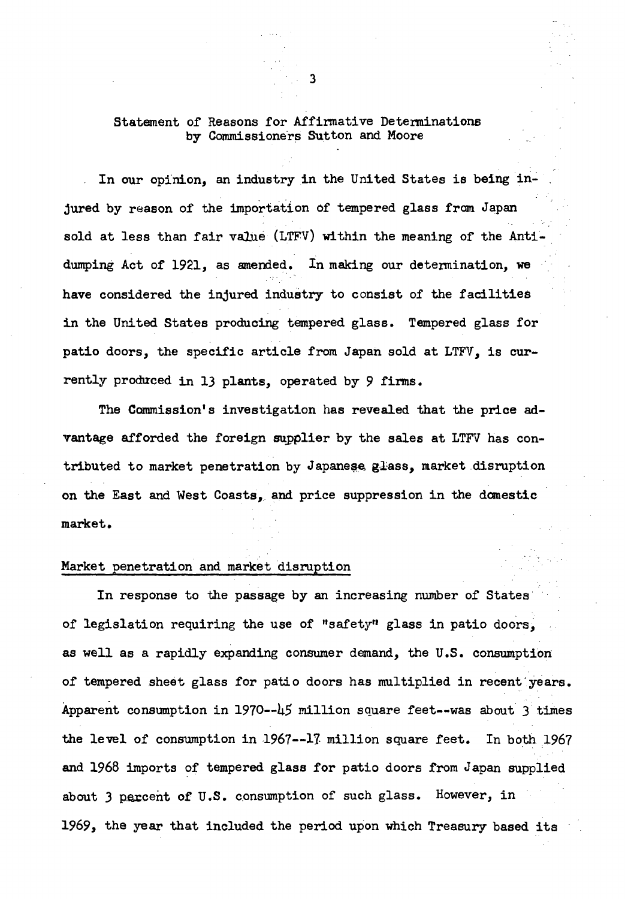Statement of Reasons for Affirmative Determinations by Commissioners Sutton and Moore

In our opinion, an industry in the United States is being injured by reason of the importation of tempered glass from Japan sold at less than fair value (LTFV) within the meaning of the Antidumping Act of 1921, as amended. In making our determination, we have considered the injured industry to consist of the facilities in the United States producing tempered glass. Tempered glass for patio doors, the specific article from Japan sold at LTFV, is currently produced in 13 plants, operated by 9 firms.

The Commission's investigation has revealed that the price advantage afforded the foreign supplier by the sales at LTFV has contributed to market penetration by Japanese glass, market disruption on the East and West Coasts, and price suppression in the domestic market.

Market penetration and market disruption

In response to the passage by an increasing number of States of legislation requiring the use of "safety" glass in patio doors, as well as a rapidly expanding consumer demand, the U.S. consumption of tempered sheet glass for patio doors has multiplied in recent years. Apparent consumption in 1970--45 million square feet--was about 3 times the level of consumption in 1967--17 million square feet. In both 1967 and 1968 imports of tempered glass for patio doors from Japan supplied about 3 percent of U.S. consumption of such glass. However, in 1969, the year that included the period upon which Treasury based its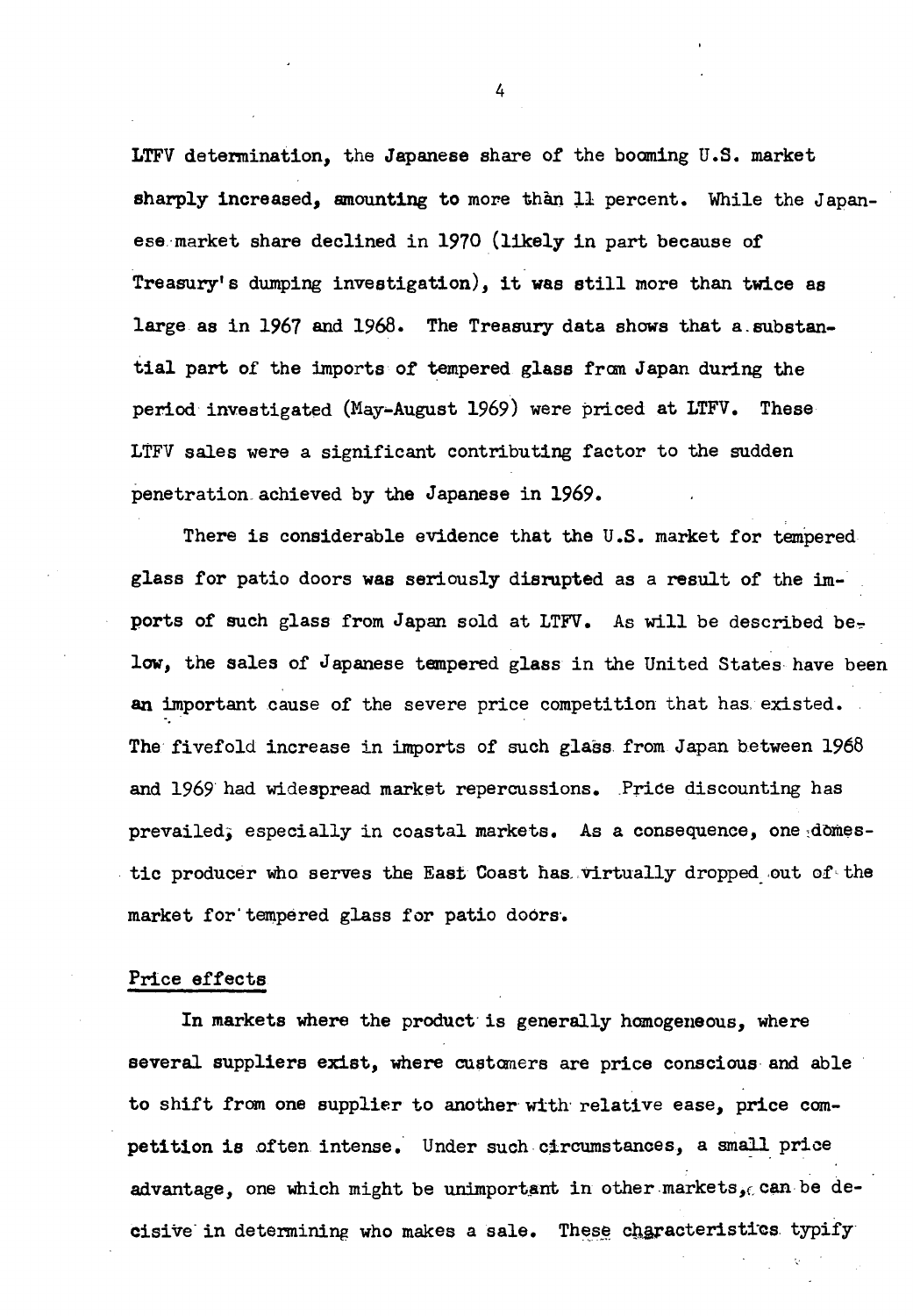LTFV determination, the Japanese share of the booming U.S. market sharply increased, amounting to more than 11 percent. While the Japanese market share declined in 1970 (likely in part because of Treasury's dumping investigation), it was still more than twice as large as in 1967 and 1968. The Treasury data shows that a substantial part of the imports of tempered glass from Japan during the period investigated (May-August 1969) were priced at LTFV. These LTFV sales were a significant contributing factor to the sudden penetration achieved by the Japanese in 1969.

There is considerable evidence that the U.S. market for tempered glass for patio doors was seriously disrupted as a result of the imports of such glass from Japan sold at LTFV. As will be described below, the sales of Japanese tempered glass in the United States have been an important cause of the severe price competition that has existed. The fivefold increase in imports of such glass from Japan between 1968 and 1969 had widespread market repercussions. Price discounting has prevailed, especially in coastal markets. As a consequence, one domestic producer who serves the East Coast has virtually dropped out of the market for tempered glass for patio doors.

## Price effects

In markets where the product is generally homogeneous, where several suppliers exist, where customers are price conscious and able to shift from one supplier to another with relative ease, price competition is often intense. Under such circumstances, a small price advantage, one which might be unimportant in other markets, can be decisive in determining who makes a sale. These characteristics typify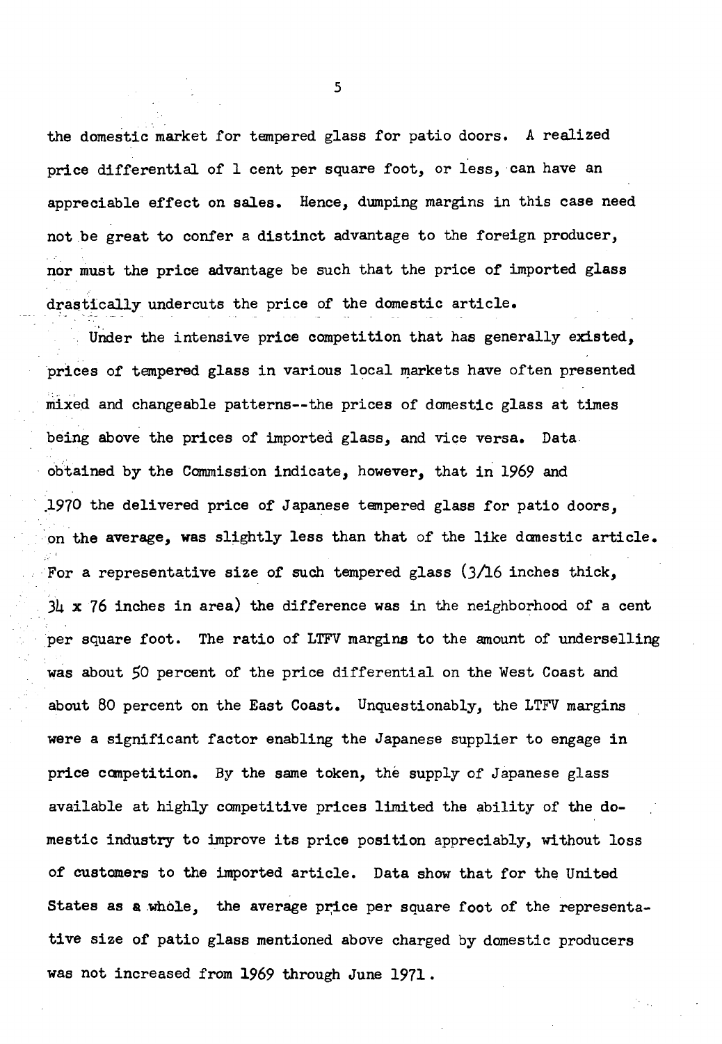the domestic market for tempered glass for patio doors. A realized price differential of 1 cent per square foot, or less, can have an appreciable effect on sales. Hence, dumping margins in this case need not be great to confer a distinct advantage to the foreign producer, nor must the price advantage be such that the price of imported glass drastically undercuts the price of the domestic article.

Under the intensive price competition that has generally existed, prices of tempered glass in various local markets have often presented mixed and changeable patterns--the prices of domestic glass at times being above the prices of imported glass, and vice versa. Data obtained by the Commission indicate, however, that in 1969 and 1970 the delivered price of Japanese tempered glass for patio doors, on the average, was slightly less than that of the like domestic article. For a representative size of such tempered glass (3/16 inches thick, 34 x 76 inches in area) the difference was in the neighborhood of a cent per square foot. The ratio of LTFV margins to the amount of underselling was about 50 percent of the price differential on the West Coast and about 80 percent on the East Coast. Unquestionably, the LTFV margins were a significant factor enabling the Japanese supplier to engage in price competition. By the same token, the supply of Japanese glass available at highly competitive prices limited the ability of the domestic industry to improve its price position appreciably, without loss of customers to the imported article. Data show that for the United States as a whole, the average price per square foot of the representative size of patio glass mentioned above charged by domestic producers was not increased from 1969 through June 1971.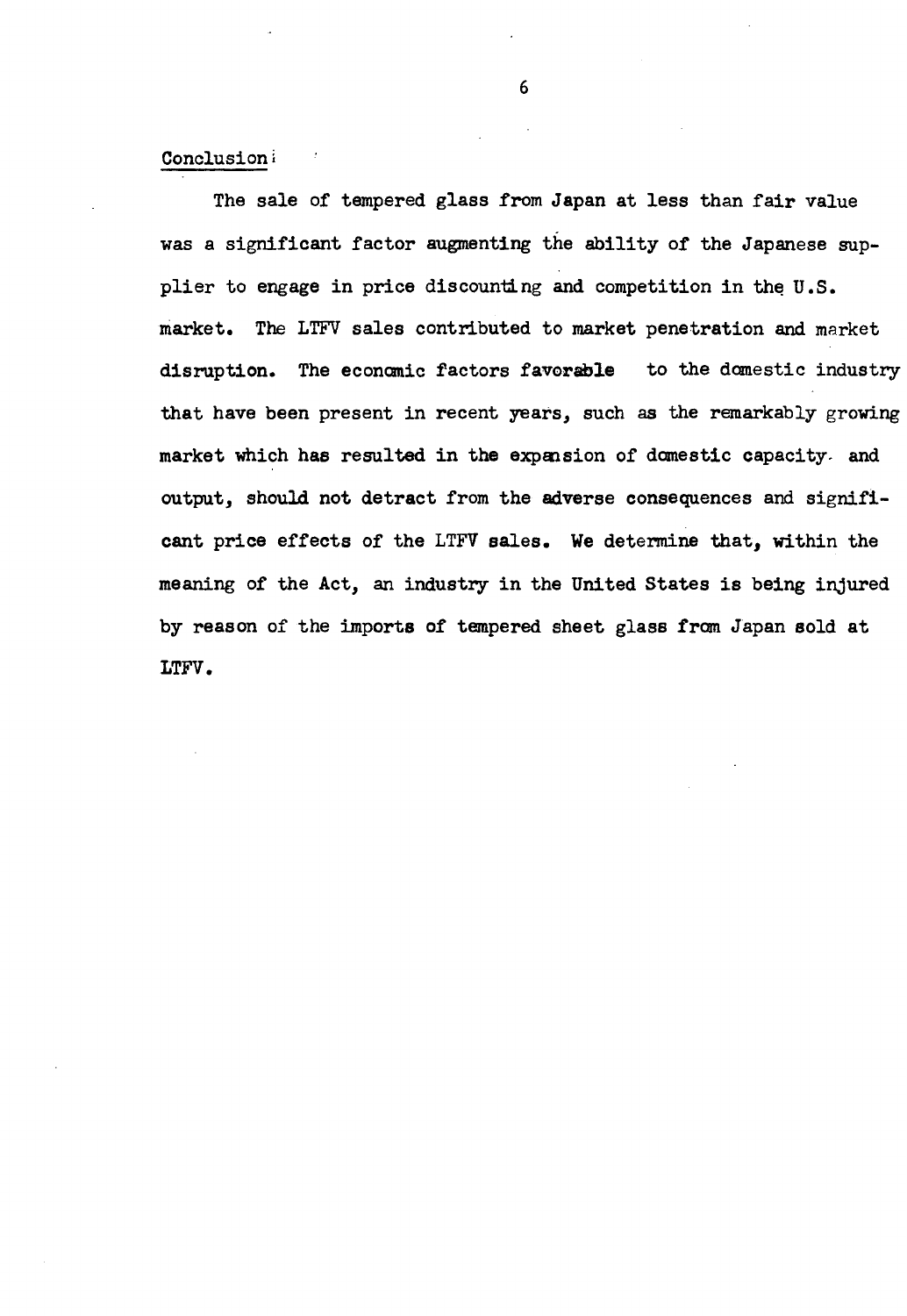## Conclusion

The sale of tempered glass from Japan at less than fair value was a significant factor augmenting the ability of the Japanese supplier to engage in price discounting and competition in the U.S. market. The LTFV sales contributed to market penetration and market disruption. The economic factors favorable to the domestic industry that have been present in recent years, such as the remarkably growing market which has resulted in the expansion of domestic capacity and output, should not detract from the adverse consequences and significant price effects of the LTFV sales. We determine that, within the meaning of the Act, an industry in the United States is being injured by reason of the imports of tempered sheet glass from Japan sold at LTFV.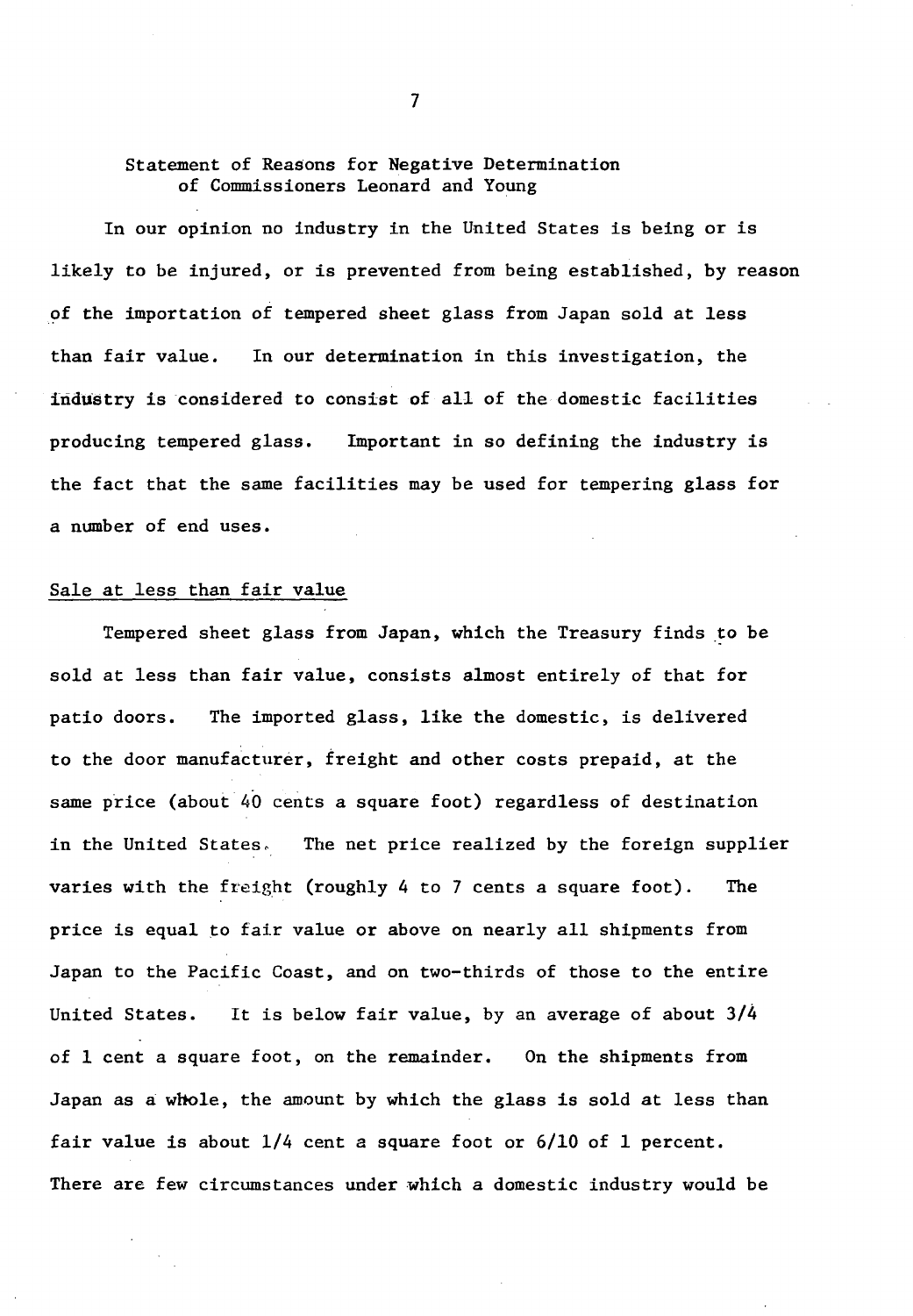## Statement of Reasons for Negative Determination of Commissioners Leonard and Young

In our opinion no industry in the United States is being or is likely to be injured, or is prevented from being established, by reason of the importation of tempered sheet glass from Japan sold at less than fair value. In our determination in this investigation, the industry is considered to consist of all of the domestic facilities producing tempered glass. Important in so defining the industry is the fact that the same facilities may be used for tempering glass for a number of end uses.

### Sale at less than fair value

Tempered sheet glass from Japan, which the Treasury finds to be sold at less than fair value, consists almost entirely of that for patio doors. The imported glass, like the domestic, is delivered to the door manufacturer, freight and other costs prepaid, at the same price (about 40 cents a square foot) regardless of destination in the United States. The net price realized by the foreign supplier varies with the freight (roughly 4 to 7 cents a square foot). The price is equal to fair value or above on nearly all shipments from Japan to the Pacific Coast, and on two-thirds of those to the entire United States. It is below fair value, by an average of about 3/4 of 1 cent a square foot, on the remainder. On the shipments from Japan as a whole, the amount by which the glass is sold at less than fair value is about 1/4 cent a square foot or 6/10 of 1 percent. There are few circumstances under which a domestic industry would be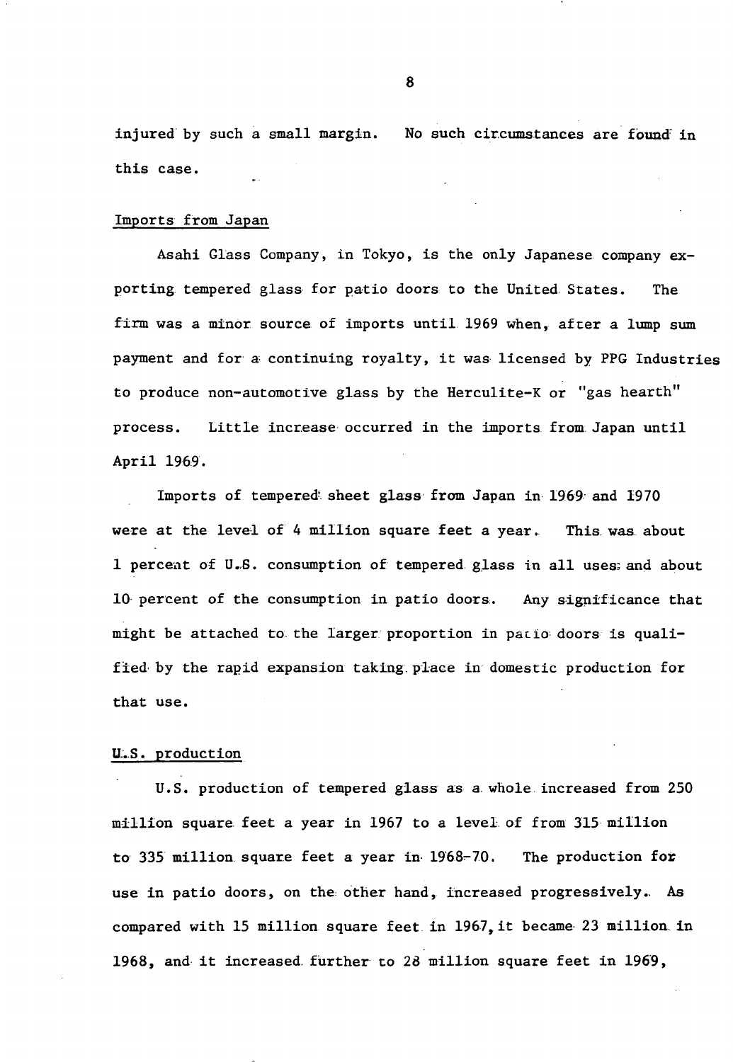injured by such a small margin. No such circumstances are found in this case.

Imports from Japan

Asahi Glass Company, in Tokyo, is the only Japanese company exporting tempered glass for patio doors to the United States. The firm was a minor source of imports until 1969 when, after a lump sum payment and for a continuing royalty, it was licensed by PPG Industries to produce non-automotive glass by the Herculite-K or "gas hearth" process. Little increase occurred in the imports from Japan until April 1969.

Imports of tempered sheet glass from Japan in 1969 and 1970 were at the level of 4 million square feet a year. This was about 1 percent of U.S. consumption of tempered glass in all uses; and about 10 percent of the consumption in patio doors. Any significance that might be attached to the larger proportion in patio doors is qualified by the rapid expansion taking place in domestic production for that use.

U.S. production

U.S. production of tempered glass as a whole increased from 250 million square feet a year in 1967 to a level of from 315 million to 335 million square feet a year in 1968-70. The production for use in patio doors, on the other hand, increased progressively. As compared with 15 million square feet in 1967, it became 23 million in 1968, and it increased further to 28 million square feet in 1969,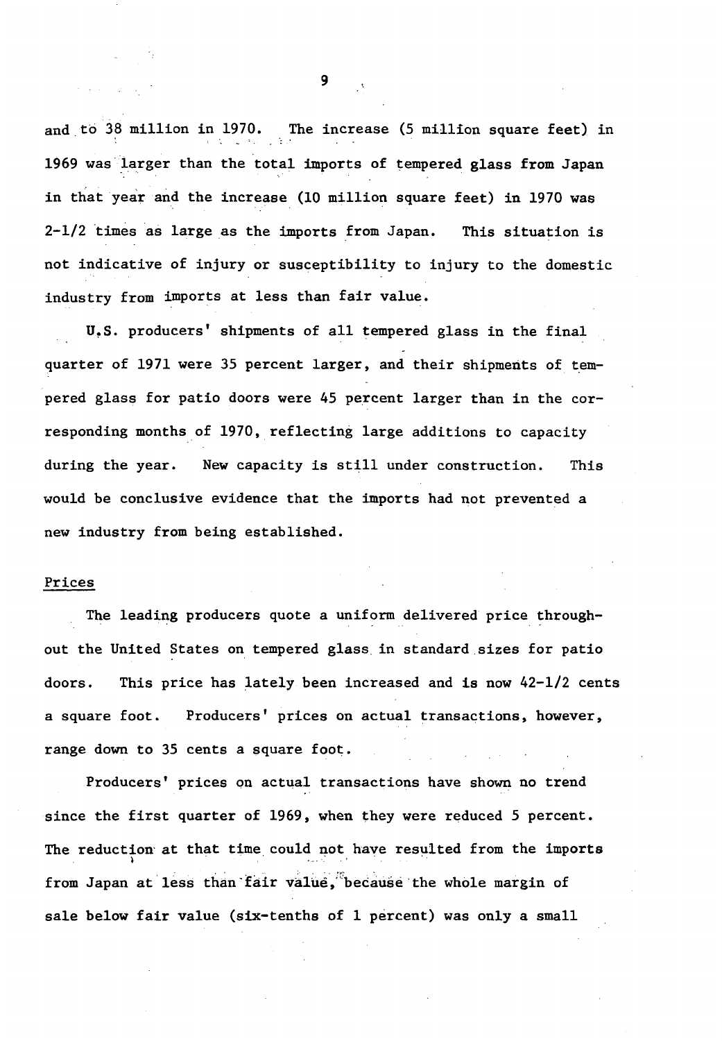and to 38 million in 1970. The increase (5 million square feet) in 1969 was larger than the total imports of tempered glass from Japan in that year and the increase (10 million square feet) in 1970 was 2-1/2 times as large as the imports from Japan. This situation is not indicative of injury or susceptibility to injury to the domestic industry from imports at less than fair value.

U.S. producers' shipments of all tempered glass in the final quarter of 1971 were 35 percent larger, and their shipments of tempered glass for patio doors were 45 percent larger than in the corresponding months of 1970, reflecting large additions to capacity during the year. New capacity is still under construction. This would be conclusive evidence that the imports had not prevented a new industry from being established.

## Prices

The leading producers quote a uniform delivered price throughout the United States on tempered glass in standard sizes for patio doors. This price has lately been increased and is now 42-1/2 cents a square foot. Producers' prices on actual transactions, however, range down to 35 cents a square foot.

Producers' prices on actual transactions have shown no trend since the first quarter of 1969, when they were reduced 5 percent. The reduction at that time could not have resulted from the imports from Japan at less than fair value, because the whole margin of sale below fair value (six-tenths of 1 percent) was only a small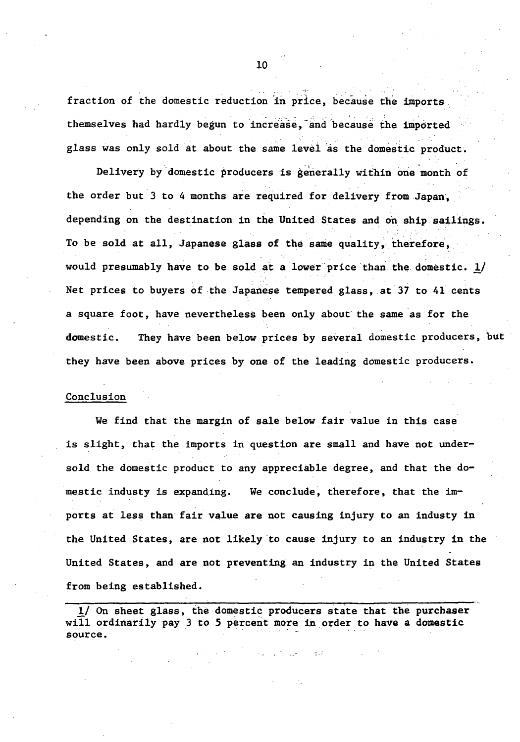fraction of the domestic reduction in price, because the imports themselves had hardly begun to increase, and because the imported glass was only sold at about the same level as the domestic product.

Delivery by domestic producers is generally within one month of the order but 3 to 4 months are required for delivery from Japan, depending on the destination in the United States and on ship sailings. To be sold at all, Japanese glass of the same quality, therefore, would presumably have to be sold at a lower price than the domestic. 1/ Net prices to buyers of the Japanese tempered glass, at 37 to 41 cents a square foot, have nevertheless been only about the same as for the domestic. They have been below prices by several domestic producers, but they have been above prices by one of the leading domestic producers.

## Conclusion

We find that the margin of sale below fair value in this case is slight, that the imports in question are small and have not undersold the domestic product to any appreciable degree, and that the domestic industy is expanding. We conclude, therefore, that the imports at less than fair value are not causing injury to an industy in the United States, are not likely to cause injury to an industry in the United States, and are not preventing an industry in the United States from being established.

---

1/ On sheet glass, the domestic producers state that the purchaser will ordinarily pay 3 to 5 percent more in order to have a domestic source.